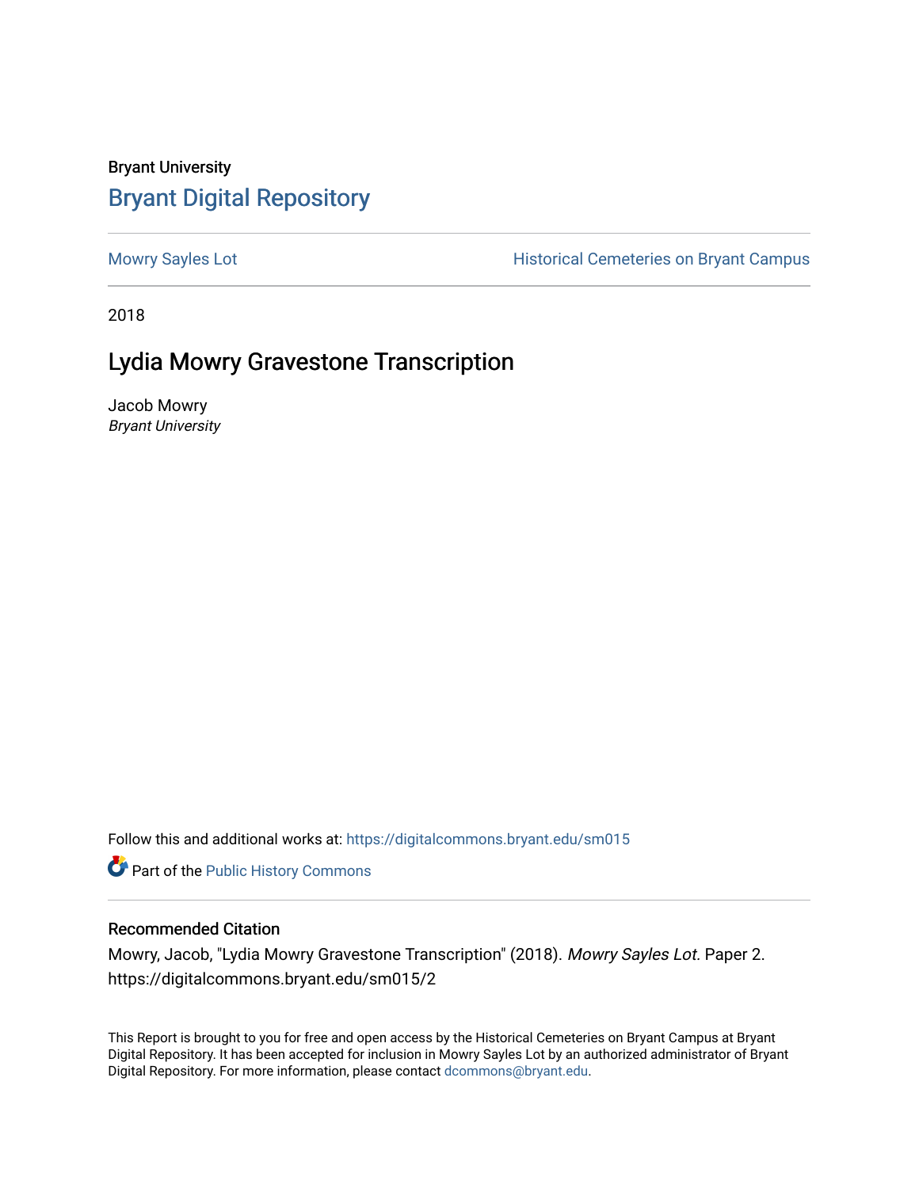Bryant University

## Bryant Digital Repository

Mowry Sayles Lot | Historical Cemeteries on Bryant Campus

2018

# Lydia Mowry Gravestone Transcription

Jacob Mowry
*Bryant University*

Follow this and additional works at: https://digitalcommons.bryant.edu/sm015

Part of the Public History Commons

### Recommended Citation

Mowry, Jacob, "Lydia Mowry Gravestone Transcription" (2018). *Mowry Sayles Lot.* Paper 2.
https://digitalcommons.bryant.edu/sm015/2

This Report is brought to you for free and open access by the Historical Cemeteries on Bryant Campus at Bryant Digital Repository. It has been accepted for inclusion in Mowry Sayles Lot by an authorized administrator of Bryant Digital Repository. For more information, please contact dcommons@bryant.edu.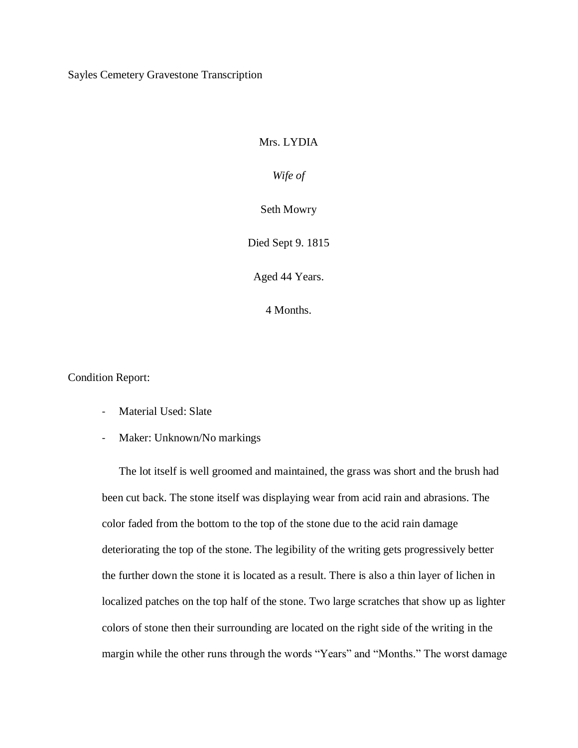Sayles Cemetery Gravestone Transcription

Mrs. LYDIA

*Wife of*

Seth Mowry

Died Sept 9. 1815

Aged 44 Years.

4 Months.

Condition Report:

- Material Used: Slate
- Maker: Unknown/No markings

The lot itself is well groomed and maintained, the grass was short and the brush had been cut back. The stone itself was displaying wear from acid rain and abrasions. The color faded from the bottom to the top of the stone due to the acid rain damage deteriorating the top of the stone. The legibility of the writing gets progressively better the further down the stone it is located as a result. There is also a thin layer of lichen in localized patches on the top half of the stone. Two large scratches that show up as lighter colors of stone then their surrounding are located on the right side of the writing in the margin while the other runs through the words "Years" and "Months." The worst damage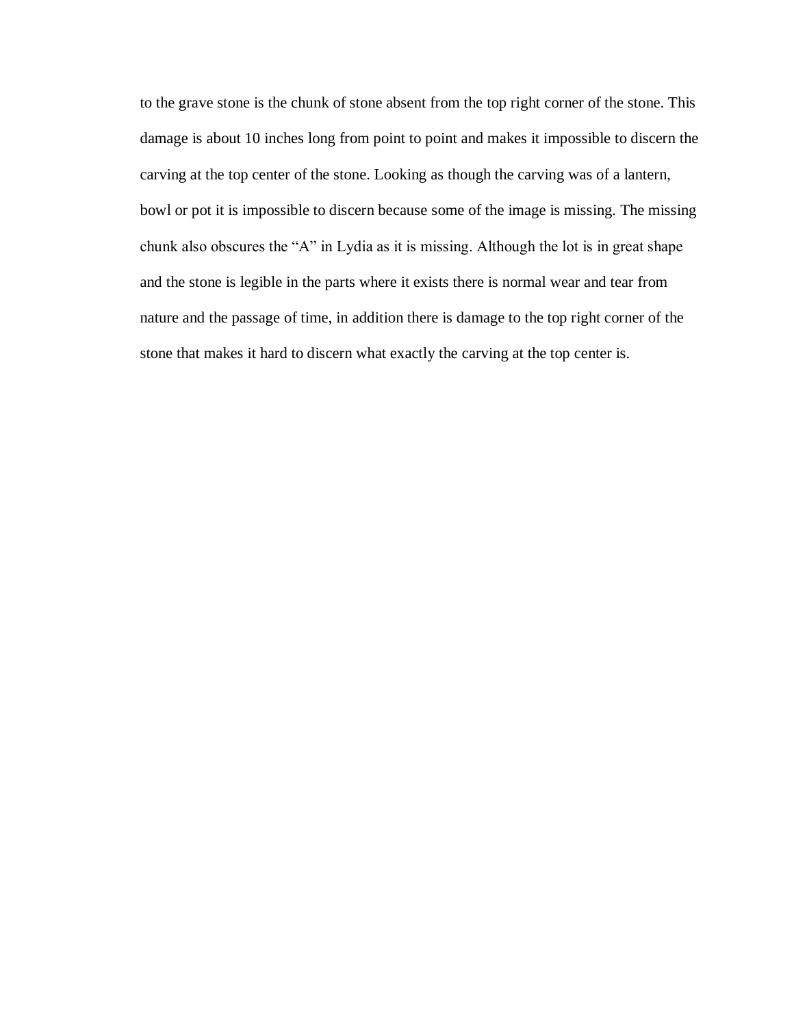to the grave stone is the chunk of stone absent from the top right corner of the stone. This damage is about 10 inches long from point to point and makes it impossible to discern the carving at the top center of the stone. Looking as though the carving was of a lantern, bowl or pot it is impossible to discern because some of the image is missing. The missing chunk also obscures the "A" in Lydia as it is missing. Although the lot is in great shape and the stone is legible in the parts where it exists there is normal wear and tear from nature and the passage of time, in addition there is damage to the top right corner of the stone that makes it hard to discern what exactly the carving at the top center is.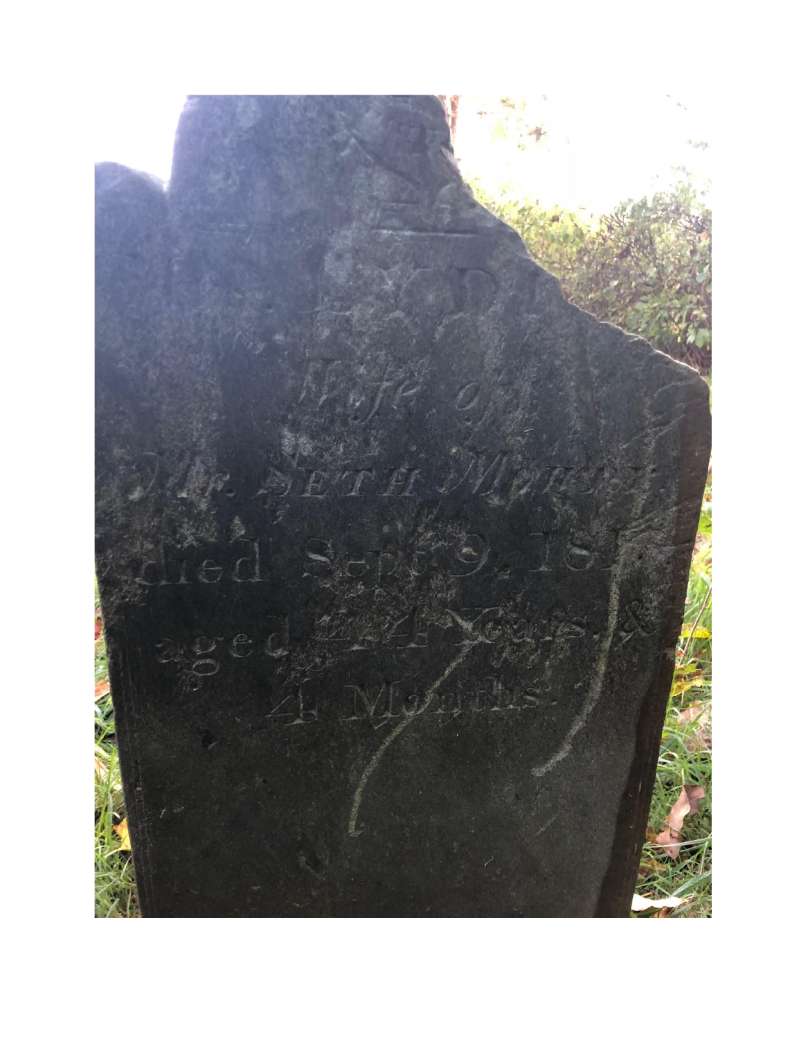Wife of

Mr. SETH M

died Sept 9, 181

aged 44 Years, &

4 Months.